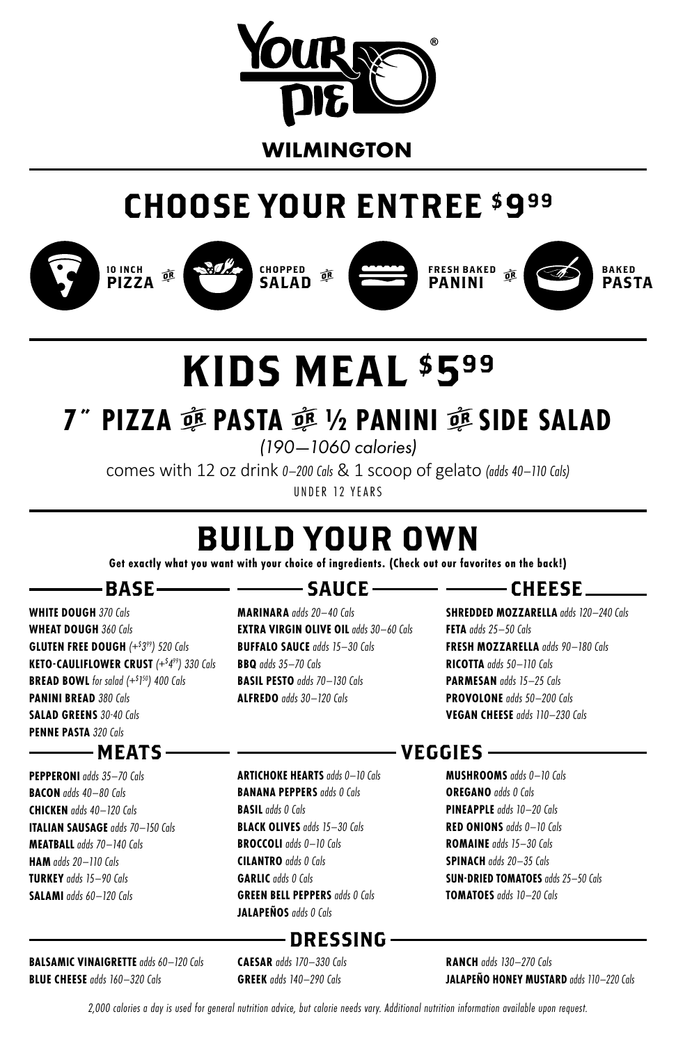# YOUR PIE®

**WILMINGTON**

## CHOOSE YOUR ENTREE $9.99

10 INCH **PIZZA** OR CHOPPED **SALAD** OR FRESH BAKED **PANINI** OR BAKED **PASTA**

## KIDS MEAL $5.99

### 7" PIZZA OR PASTA OR ½ PANINI OR SIDE SALAD

*(190—1060 calories)*

comes with 12 oz drink *0–200 Cals* & 1 scoop of gelato *(adds 40–110 Cals)*

UNDER 12 YEARS

## BUILD YOUR OWN

**Get exactly what you want with your choice of ingredients. (Check out our favorites on the back!)**

### BASE

**WHITE DOUGH** *370 Cals*
**WHEAT DOUGH** *360 Cals*
**GLUTEN FREE DOUGH** *(+$3.99) 520 Cals*
**KETO-CAULIFLOWER CRUST** *(+$4.99) 330 Cals*
**BREAD BOWL** *for salad (+$1.50) 400 Cals*
**PANINI BREAD** *380 Cals*
**SALAD GREENS** *30-40 Cals*
**PENNE PASTA** *320 Cals*

### SAUCE

**MARINARA** *adds 20–40 Cals*
**EXTRA VIRGIN OLIVE OIL** *adds 30–60 Cals*
**BUFFALO SAUCE** *adds 15–30 Cals*
**BBQ** *adds 35–70 Cals*
**BASIL PESTO** *adds 70–130 Cals*
**ALFREDO** *adds 30–120 Cals*

### CHEESE

**SHREDDED MOZZARELLA** *adds 120–240 Cals*
**FETA** *adds 25–50 Cals*
**FRESH MOZZARELLA** *adds 90–180 Cals*
**RICOTTA** *adds 50–110 Cals*
**PARMESAN** *adds 15–25 Cals*
**PROVOLONE** *adds 50–200 Cals*
**VEGAN CHEESE** *adds 110–230 Cals*

### MEATS

**PEPPERONI** *adds 35–70 Cals*
**BACON** *adds 40–80 Cals*
**CHICKEN** *adds 40–120 Cals*
**ITALIAN SAUSAGE** *adds 70–150 Cals*
**MEATBALL** *adds 70–140 Cals*
**HAM** *adds 20–110 Cals*
**TURKEY** *adds 15–90 Cals*
**SALAMI** *adds 60–120 Cals*

### VEGGIES

**ARTICHOKE HEARTS** *adds 0–10 Cals*
**BANANA PEPPERS** *adds 0 Cals*
**BASIL** *adds 0 Cals*
**BLACK OLIVES** *adds 15–30 Cals*
**BROCCOLI** *adds 0–10 Cals*
**CILANTRO** *adds 0 Cals*
**GARLIC** *adds 0 Cals*
**GREEN BELL PEPPERS** *adds 0 Cals*
**JALAPEÑOS** *adds 0 Cals*
**MUSHROOMS** *adds 0–10 Cals*
**OREGANO** *adds 0 Cals*
**PINEAPPLE** *adds 10–20 Cals*
**RED ONIONS** *adds 0–10 Cals*
**ROMAINE** *adds 15–30 Cals*
**SPINACH** *adds 20–35 Cals*
**SUN-DRIED TOMATOES** *adds 25–50 Cals*
**TOMATOES** *adds 10–20 Cals*

### DRESSING

**BALSAMIC VINAIGRETTE** *adds 60–120 Cals*
**BLUE CHEESE** *adds 160–320 Cals*
**CAESAR** *adds 170–330 Cals*
**GREEK** *adds 140–290 Cals*
**RANCH** *adds 130–270 Cals*
**JALAPEÑO HONEY MUSTARD** *adds 110–220 Cals*

*2,000 calories a day is used for general nutrition advice, but calorie needs vary. Additional nutrition information available upon request.*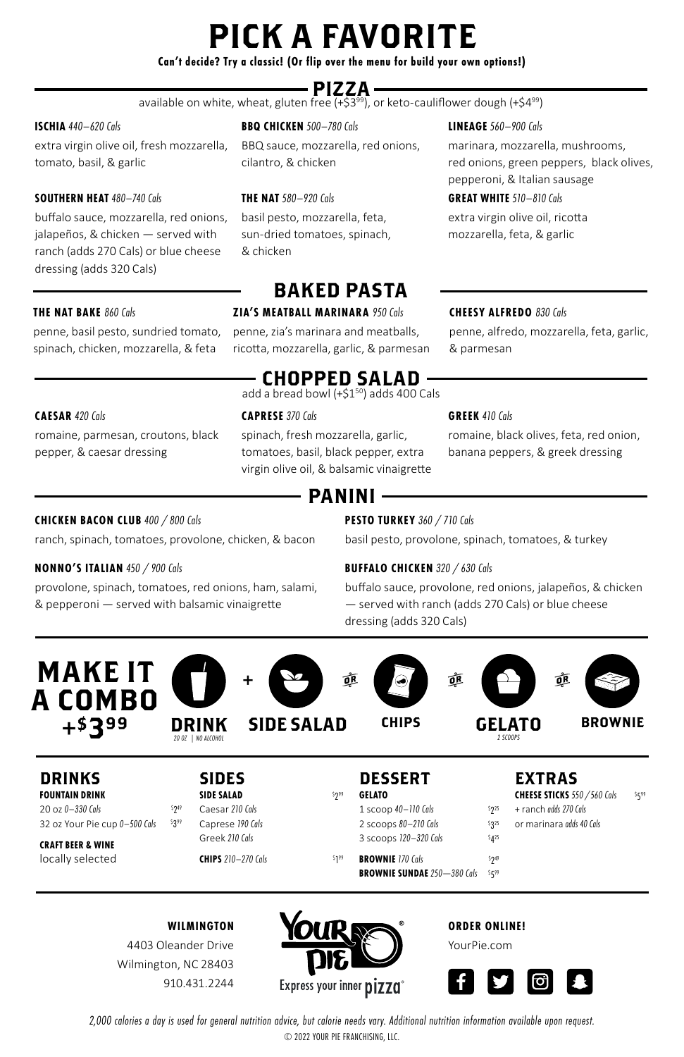# PICK A FAVORITE

**Can't decide? Try a classic! (Or flip over the menu for build your own options!)**

## PIZZA

available on white, wheat, gluten free (+$3.99), or keto-cauliflower dough (+$4.99)

**ISCHIA** *440–620 Cals*
extra virgin olive oil, fresh mozzarella, tomato, basil, & garlic

**SOUTHERN HEAT** *480–740 Cals*
buffalo sauce, mozzarella, red onions, jalapeños, & chicken — served with ranch (adds 270 Cals) or blue cheese dressing (adds 320 Cals)

**BBQ CHICKEN** *500–780 Cals*
BBQ sauce, mozzarella, red onions, cilantro, & chicken

**THE NAT** *580–920 Cals*
basil pesto, mozzarella, feta, sun-dried tomatoes, spinach, & chicken

**LINEAGE** *560–900 Cals*
marinara, mozzarella, mushrooms, red onions, green peppers, black olives, pepperoni, & Italian sausage

**GREAT WHITE** *510–810 Cals*
extra virgin olive oil, ricotta mozzarella, feta, & garlic

## BAKED PASTA

**THE NAT BAKE** *860 Cals*
penne, basil pesto, sundried tomato, spinach, chicken, mozzarella, & feta

**ZIA'S MEATBALL MARINARA** *950 Cals*
penne, zia's marinara and meatballs, ricotta, mozzarella, garlic, & parmesan

**CHEESY ALFREDO** *830 Cals*
penne, alfredo, mozzarella, feta, garlic, & parmesan

## CHOPPED SALAD

add a bread bowl (+$1.50) adds 400 Cals

**CAESAR** *420 Cals*
romaine, parmesan, croutons, black pepper, & caesar dressing

**CAPRESE** *370 Cals*
spinach, fresh mozzarella, garlic, tomatoes, basil, black pepper, extra virgin olive oil, & balsamic vinaigrette

**GREEK** *410 Cals*
romaine, black olives, feta, red onion, banana peppers, & greek dressing

## PANINI

**CHICKEN BACON CLUB** *400 / 800 Cals*
ranch, spinach, tomatoes, provolone, chicken, & bacon

**NONNO'S ITALIAN** *450 / 900 Cals*
provolone, spinach, tomatoes, red onions, ham, salami, & pepperoni — served with balsamic vinaigrette

**PESTO TURKEY** *360 / 710 Cals*
basil pesto, provolone, spinach, tomatoes, & turkey

**BUFFALO CHICKEN** *320 / 630 Cals*
buffalo sauce, provolone, red onions, jalapeños, & chicken — served with ranch (adds 270 Cals) or blue cheese dressing (adds 320 Cals)

## MAKE IT A COMBO +$3.99

**DRINK** (20 OZ | NO ALCOHOL) + **SIDE SALAD** OR **CHIPS** OR **GELATO** (2 SCOOPS) OR **BROWNIE**

## DRINKS

**FOUNTAIN DRINK**

| | |
|---|---|
| 20 oz *0–330 Cals* | $2.49 |
| 32 oz Your Pie cup *0–500 Cals* | $3.99 |

**CRAFT BEER & WINE**
locally selected

## SIDES

| | |
|---|---|
| **SIDE SALAD** | $2.99 |
| Caesar *210 Cals* | |
| Caprese *190 Cals* | |
| Greek *210 Cals* | |
| **CHIPS** *210–270 Cals* | $1.99 |

## DESSERT

| | |
|---|---|
| **GELATO** | |
| 1 scoop *40–110 Cals* | $2.25 |
| 2 scoops *80–210 Cals* | $3.25 |
| 3 scoops *120–320 Cals* | $4.25 |
| **BROWNIE** *170 Cals* | $2.49 |
| **BROWNIE SUNDAE** *250—380 Cals* | $5.99 |

## EXTRAS

| | |
|---|---|
| **CHEESE STICKS** *550 / 560 Cals* | $5.99 |
| + ranch *adds 270 Cals* | |
| or marinara *adds 40 Cals* | |

**WILMINGTON**
4403 Oleander Drive
Wilmington, NC 28403
910.431.2244

YOUR PIE®
Express your inner pizza®

**ORDER ONLINE!**
YourPie.com

*2,000 calories a day is used for general nutrition advice, but calorie needs vary. Additional nutrition information available upon request.*

© 2022 YOUR PIE FRANCHISING, LLC.